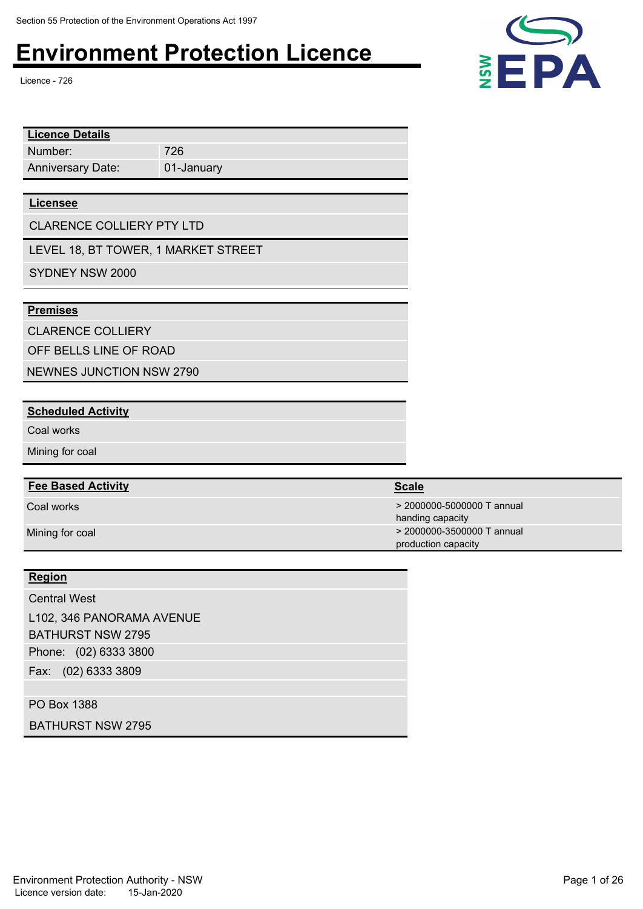Section 55 Protection of the Environment Operations Act 1997

# Environment Protection Licence

Licence - 726

| Licence Details | |
|---|---|
| Number: | 726 |
| Anniversary Date: | 01-January |

**Licensee**

CLARENCE COLLIERY PTY LTD

LEVEL 18, BT TOWER, 1 MARKET STREET

SYDNEY NSW 2000

**Premises**

CLARENCE COLLIERY

OFF BELLS LINE OF ROAD

NEWNES JUNCTION NSW 2790

**Scheduled Activity**

Coal works

Mining for coal

| Fee Based Activity | Scale |
|---|---|
| Coal works | > 2000000-5000000 T annual handing capacity |
| Mining for coal | > 2000000-3500000 T annual production capacity |

**Region**

Central West

L102, 346 PANORAMA AVENUE

BATHURST NSW 2795

Phone: (02) 6333 3800

Fax: (02) 6333 3809

PO Box 1388

BATHURST NSW 2795

Environment Protection Authority - NSW

Licence version date: 15-Jan-2020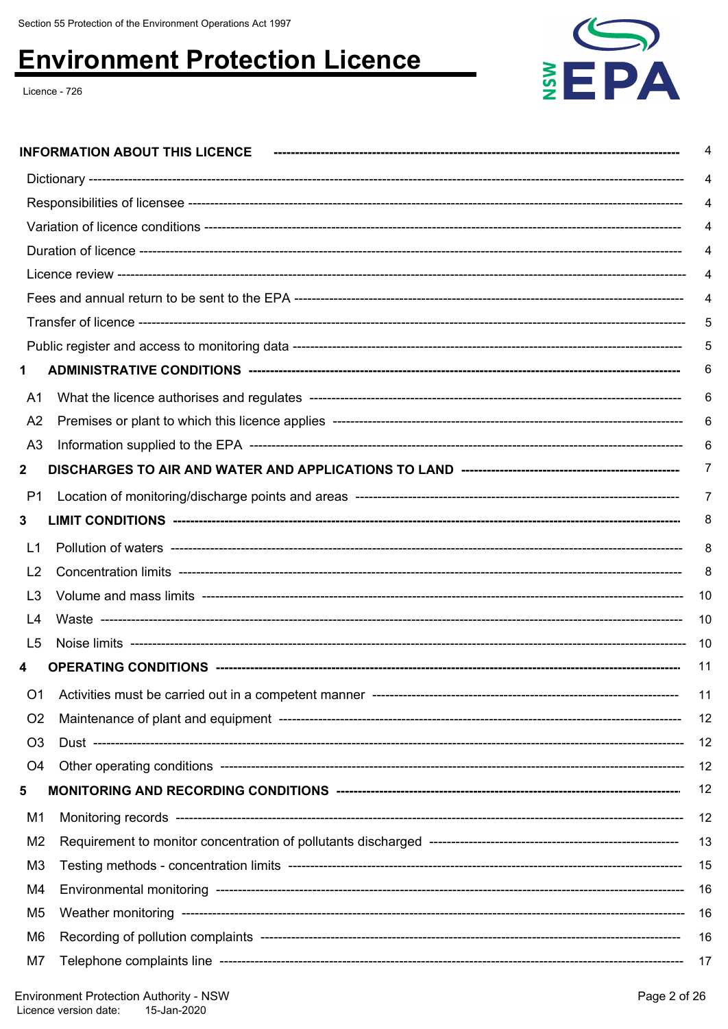# Environment Protection Licence

Licence - 726

| | |
|---|---|
| **INFORMATION ABOUT THIS LICENCE** | 4 |
| Dictionary | 4 |
| Responsibilities of licensee | 4 |
| Variation of licence conditions | 4 |
| Duration of licence | 4 |
| Licence review | 4 |
| Fees and annual return to be sent to the EPA | 4 |
| Transfer of licence | 5 |
| Public register and access to monitoring data | 5 |
| **1 ADMINISTRATIVE CONDITIONS** | 6 |
| A1 What the licence authorises and regulates | 6 |
| A2 Premises or plant to which this licence applies | 6 |
| A3 Information supplied to the EPA | 6 |
| **2 DISCHARGES TO AIR AND WATER AND APPLICATIONS TO LAND** | 7 |
| P1 Location of monitoring/discharge points and areas | 7 |
| **3 LIMIT CONDITIONS** | 8 |
| L1 Pollution of waters | 8 |
| L2 Concentration limits | 8 |
| L3 Volume and mass limits | 10 |
| L4 Waste | 10 |
| L5 Noise limits | 10 |
| **4 OPERATING CONDITIONS** | 11 |
| O1 Activities must be carried out in a competent manner | 11 |
| O2 Maintenance of plant and equipment | 12 |
| O3 Dust | 12 |
| O4 Other operating conditions | 12 |
| **5 MONITORING AND RECORDING CONDITIONS** | 12 |
| M1 Monitoring records | 12 |
| M2 Requirement to monitor concentration of pollutants discharged | 13 |
| M3 Testing methods - concentration limits | 15 |
| M4 Environmental monitoring | 16 |
| M5 Weather monitoring | 16 |
| M6 Recording of pollution complaints | 16 |
| M7 Telephone complaints line | 17 |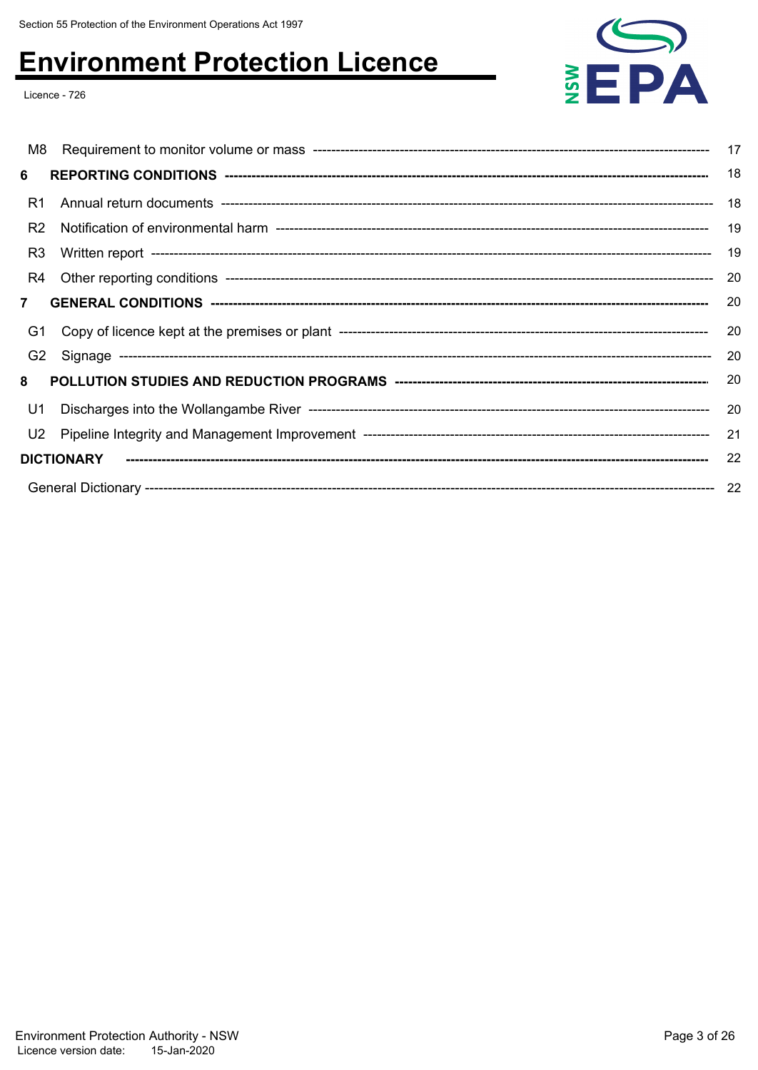M8 Requirement to monitor volume or mass ---------------------------------------------------------------------------------- 17

**6 REPORTING CONDITIONS** ---------------------------------------------------------------------------------------------------- 18

R1 Annual return documents ----------------------------------------------------------------------------------------------- 18

R2 Notification of environmental harm --------------------------------------------------------------------------------------- 19

R3 Written report ------------------------------------------------------------------------------------------------------------- 19

R4 Other reporting conditions ------------------------------------------------------------------------------------------------ 20

**7 GENERAL CONDITIONS** -------------------------------------------------------------------------------------------------------- 20

G1 Copy of licence kept at the premises or plant --------------------------------------------------------------------------- 20

G2 Signage ------------------------------------------------------------------------------------------------------------------ 20

**8 POLLUTION STUDIES AND REDUCTION PROGRAMS** ---------------------------------------------------------------------- 20

U1 Discharges into the Wollangambe River ------------------------------------------------------------------------------------ 20

U2 Pipeline Integrity and Management Improvement ----------------------------------------------------------------------- 21

**DICTIONARY** -------------------------------------------------------------------------------------------------------------------- 22

General Dictionary ---------------------------------------------------------------------------------------------------------------- 22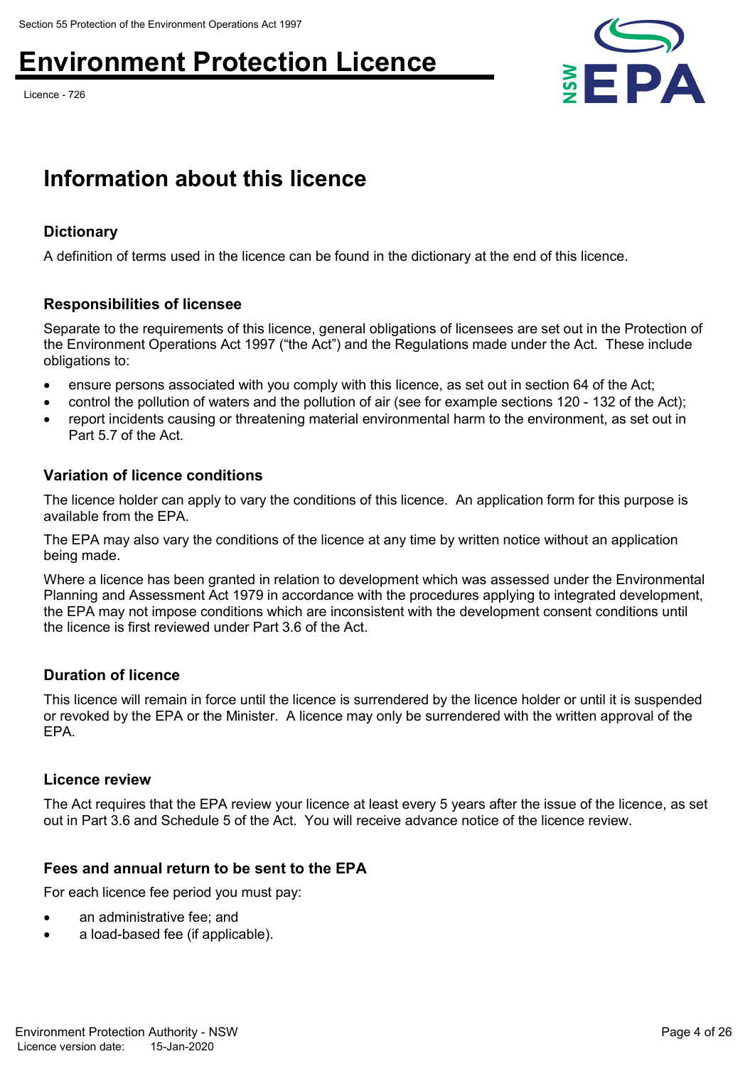# Information about this licence

## Dictionary

A definition of terms used in the licence can be found in the dictionary at the end of this licence.

## Responsibilities of licensee

Separate to the requirements of this licence, general obligations of licensees are set out in the Protection of the Environment Operations Act 1997 ("the Act") and the Regulations made under the Act. These include obligations to:

- ensure persons associated with you comply with this licence, as set out in section 64 of the Act;
- control the pollution of waters and the pollution of air (see for example sections 120 - 132 of the Act);
- report incidents causing or threatening material environmental harm to the environment, as set out in Part 5.7 of the Act.

## Variation of licence conditions

The licence holder can apply to vary the conditions of this licence. An application form for this purpose is available from the EPA.

The EPA may also vary the conditions of the licence at any time by written notice without an application being made.

Where a licence has been granted in relation to development which was assessed under the Environmental Planning and Assessment Act 1979 in accordance with the procedures applying to integrated development, the EPA may not impose conditions which are inconsistent with the development consent conditions until the licence is first reviewed under Part 3.6 of the Act.

## Duration of licence

This licence will remain in force until the licence is surrendered by the licence holder or until it is suspended or revoked by the EPA or the Minister. A licence may only be surrendered with the written approval of the EPA.

## Licence review

The Act requires that the EPA review your licence at least every 5 years after the issue of the licence, as set out in Part 3.6 and Schedule 5 of the Act. You will receive advance notice of the licence review.

## Fees and annual return to be sent to the EPA

For each licence fee period you must pay:

- an administrative fee; and
- a load-based fee (if applicable).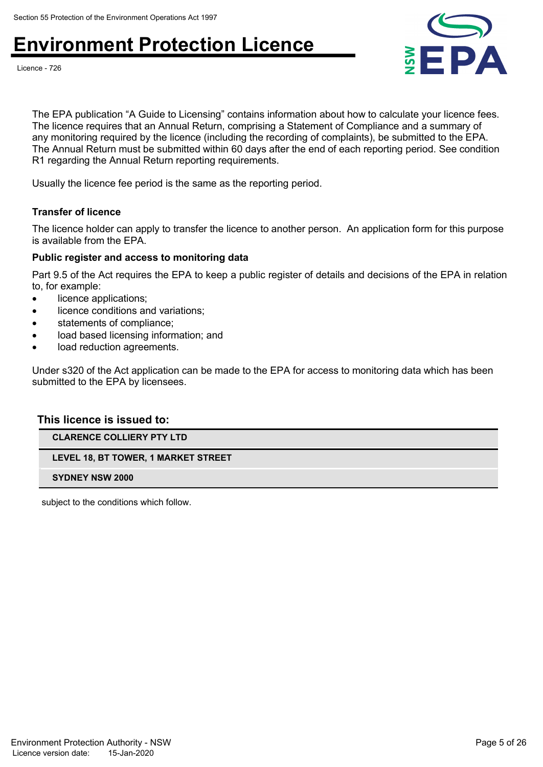The EPA publication “A Guide to Licensing” contains information about how to calculate your licence fees. The licence requires that an Annual Return, comprising a Statement of Compliance and a summary of any monitoring required by the licence (including the recording of complaints), be submitted to the EPA. The Annual Return must be submitted within 60 days after the end of each reporting period. See condition R1 regarding the Annual Return reporting requirements.

Usually the licence fee period is the same as the reporting period.

#### Transfer of licence

The licence holder can apply to transfer the licence to another person. An application form for this purpose is available from the EPA.

#### Public register and access to monitoring data

Part 9.5 of the Act requires the EPA to keep a public register of details and decisions of the EPA in relation to, for example:

- licence applications;
- licence conditions and variations;
- statements of compliance;
- load based licensing information; and
- load reduction agreements.

Under s320 of the Act application can be made to the EPA for access to monitoring data which has been submitted to the EPA by licensees.

### This licence is issued to:

| |
|---|
| **CLARENCE COLLIERY PTY LTD** |
| **LEVEL 18, BT TOWER, 1 MARKET STREET** |
| **SYDNEY NSW 2000** |

subject to the conditions which follow.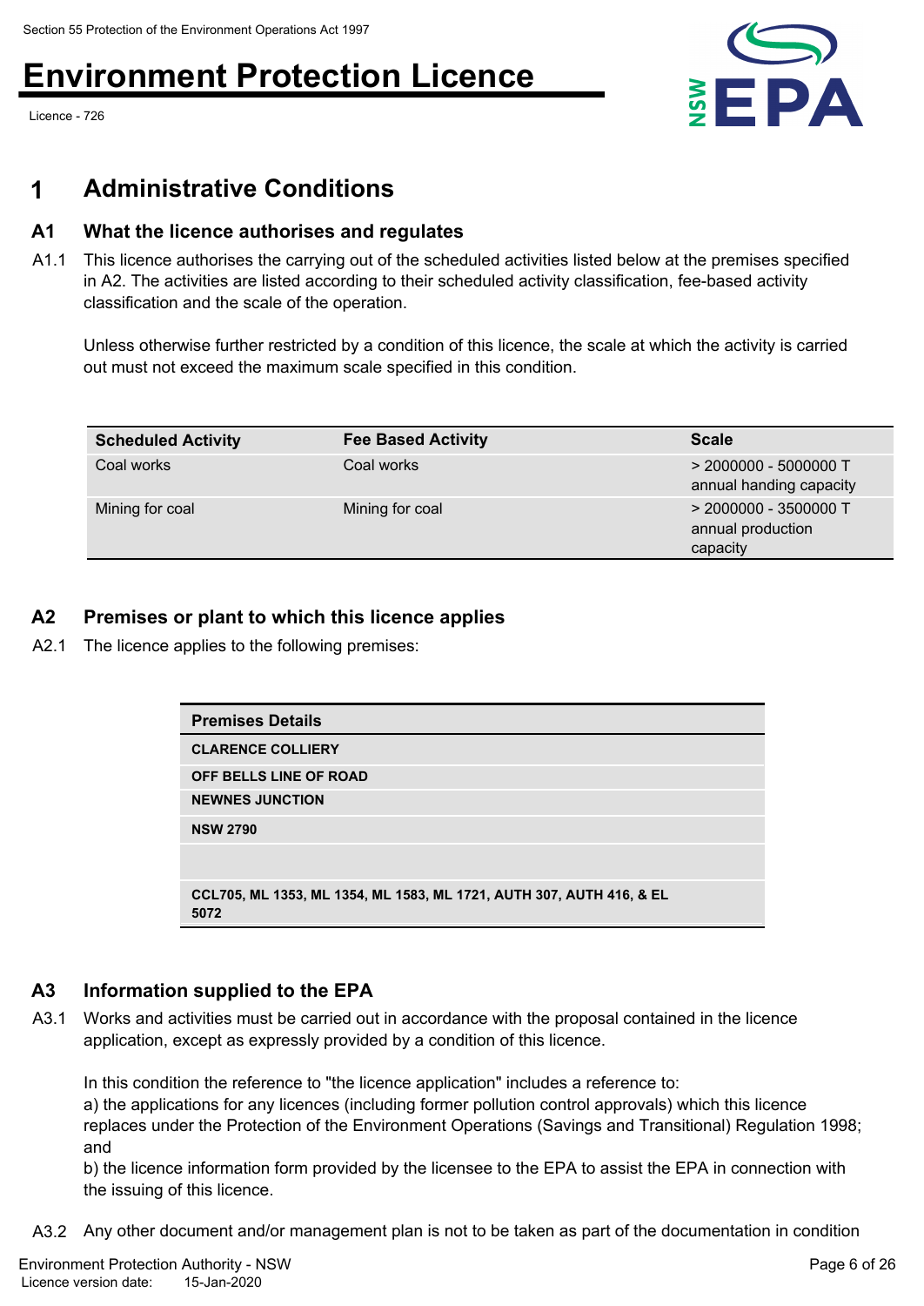# 1 Administrative Conditions

## A1 What the licence authorises and regulates

A1.1 This licence authorises the carrying out of the scheduled activities listed below at the premises specified in A2. The activities are listed according to their scheduled activity classification, fee-based activity classification and the scale of the operation.

Unless otherwise further restricted by a condition of this licence, the scale at which the activity is carried out must not exceed the maximum scale specified in this condition.

| Scheduled Activity | Fee Based Activity | Scale |
|---|---|---|
| Coal works | Coal works | > 2000000 - 5000000 T annual handing capacity |
| Mining for coal | Mining for coal | > 2000000 - 3500000 T annual production capacity |

## A2 Premises or plant to which this licence applies

A2.1 The licence applies to the following premises:

| Premises Details |
|---|
| CLARENCE COLLIERY |
| OFF BELLS LINE OF ROAD |
| NEWNES JUNCTION |
| NSW 2790 |
| |
| CCL705, ML 1353, ML 1354, ML 1583, ML 1721, AUTH 307, AUTH 416, & EL 5072 |

## A3 Information supplied to the EPA

A3.1 Works and activities must be carried out in accordance with the proposal contained in the licence application, except as expressly provided by a condition of this licence.

In this condition the reference to "the licence application" includes a reference to:
a) the applications for any licences (including former pollution control approvals) which this licence replaces under the Protection of the Environment Operations (Savings and Transitional) Regulation 1998; and
b) the licence information form provided by the licensee to the EPA to assist the EPA in connection with the issuing of this licence.

A3.2 Any other document and/or management plan is not to be taken as part of the documentation in condition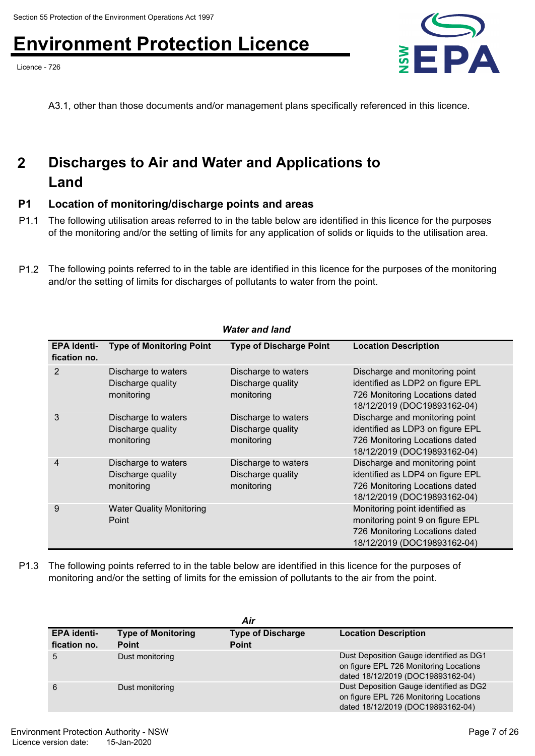A3.1, other than those documents and/or management plans specifically referenced in this licence.

## 2 Discharges to Air and Water and Applications to Land

### P1 Location of monitoring/discharge points and areas

P1.1 The following utilisation areas referred to in the table below are identified in this licence for the purposes of the monitoring and/or the setting of limits for any application of solids or liquids to the utilisation area.

P1.2 The following points referred to in the table are identified in this licence for the purposes of the monitoring and/or the setting of limits for discharges of pollutants to water from the point.

***Water and land***

| EPA Identi-fication no. | Type of Monitoring Point | Type of Discharge Point | Location Description |
|---|---|---|---|
| 2 | Discharge to waters Discharge quality monitoring | Discharge to waters Discharge quality monitoring | Discharge and monitoring point identified as LDP2 on figure EPL 726 Monitoring Locations dated 18/12/2019 (DOC19893162-04) |
| 3 | Discharge to waters Discharge quality monitoring | Discharge to waters Discharge quality monitoring | Discharge and monitoring point identified as LDP3 on figure EPL 726 Monitoring Locations dated 18/12/2019 (DOC19893162-04) |
| 4 | Discharge to waters Discharge quality monitoring | Discharge to waters Discharge quality monitoring | Discharge and monitoring point identified as LDP4 on figure EPL 726 Monitoring Locations dated 18/12/2019 (DOC19893162-04) |
| 9 | Water Quality Monitoring Point | | Monitoring point identified as monitoring point 9 on figure EPL 726 Monitoring Locations dated 18/12/2019 (DOC19893162-04) |

P1.3 The following points referred to in the table below are identified in this licence for the purposes of monitoring and/or the setting of limits for the emission of pollutants to the air from the point.

***Air***

| EPA identi-fication no. | Type of Monitoring Point | Type of Discharge Point | Location Description |
|---|---|---|---|
| 5 | Dust monitoring | | Dust Deposition Gauge identified as DG1 on figure EPL 726 Monitoring Locations dated 18/12/2019 (DOC19893162-04) |
| 6 | Dust monitoring | | Dust Deposition Gauge identified as DG2 on figure EPL 726 Monitoring Locations dated 18/12/2019 (DOC19893162-04) |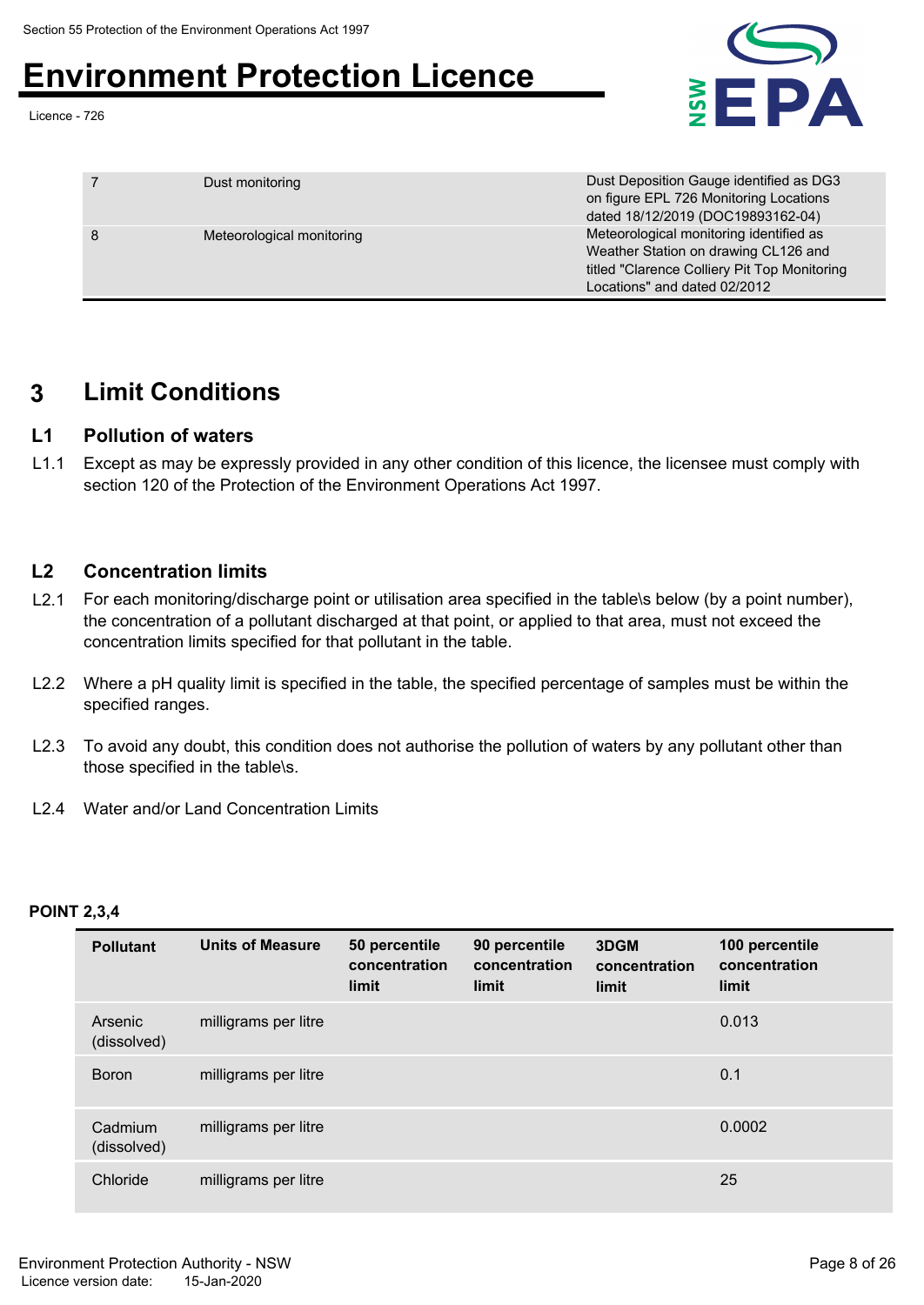| | | |
|---|---|---|
| 7 | Dust monitoring | Dust Deposition Gauge identified as DG3 on figure EPL 726 Monitoring Locations dated 18/12/2019 (DOC19893162-04) |
| 8 | Meteorological monitoring | Meteorological monitoring identified as Weather Station on drawing CL126 and titled "Clarence Colliery Pit Top Monitoring Locations" and dated 02/2012 |

## 3 Limit Conditions

### L1 Pollution of waters

L1.1 Except as may be expressly provided in any other condition of this licence, the licensee must comply with section 120 of the Protection of the Environment Operations Act 1997.

### L2 Concentration limits

L2.1 For each monitoring/discharge point or utilisation area specified in the table\s below (by a point number), the concentration of a pollutant discharged at that point, or applied to that area, must not exceed the concentration limits specified for that pollutant in the table.

L2.2 Where a pH quality limit is specified in the table, the specified percentage of samples must be within the specified ranges.

L2.3 To avoid any doubt, this condition does not authorise the pollution of waters by any pollutant other than those specified in the table\s.

L2.4 Water and/or Land Concentration Limits

**POINT 2,3,4**

| Pollutant | Units of Measure | 50 percentile concentration limit | 90 percentile concentration limit | 3DGM concentration limit | 100 percentile concentration limit |
|---|---|---|---|---|---|
| Arsenic (dissolved) | milligrams per litre | | | | 0.013 |
| Boron | milligrams per litre | | | | 0.1 |
| Cadmium (dissolved) | milligrams per litre | | | | 0.0002 |
| Chloride | milligrams per litre | | | | 25 |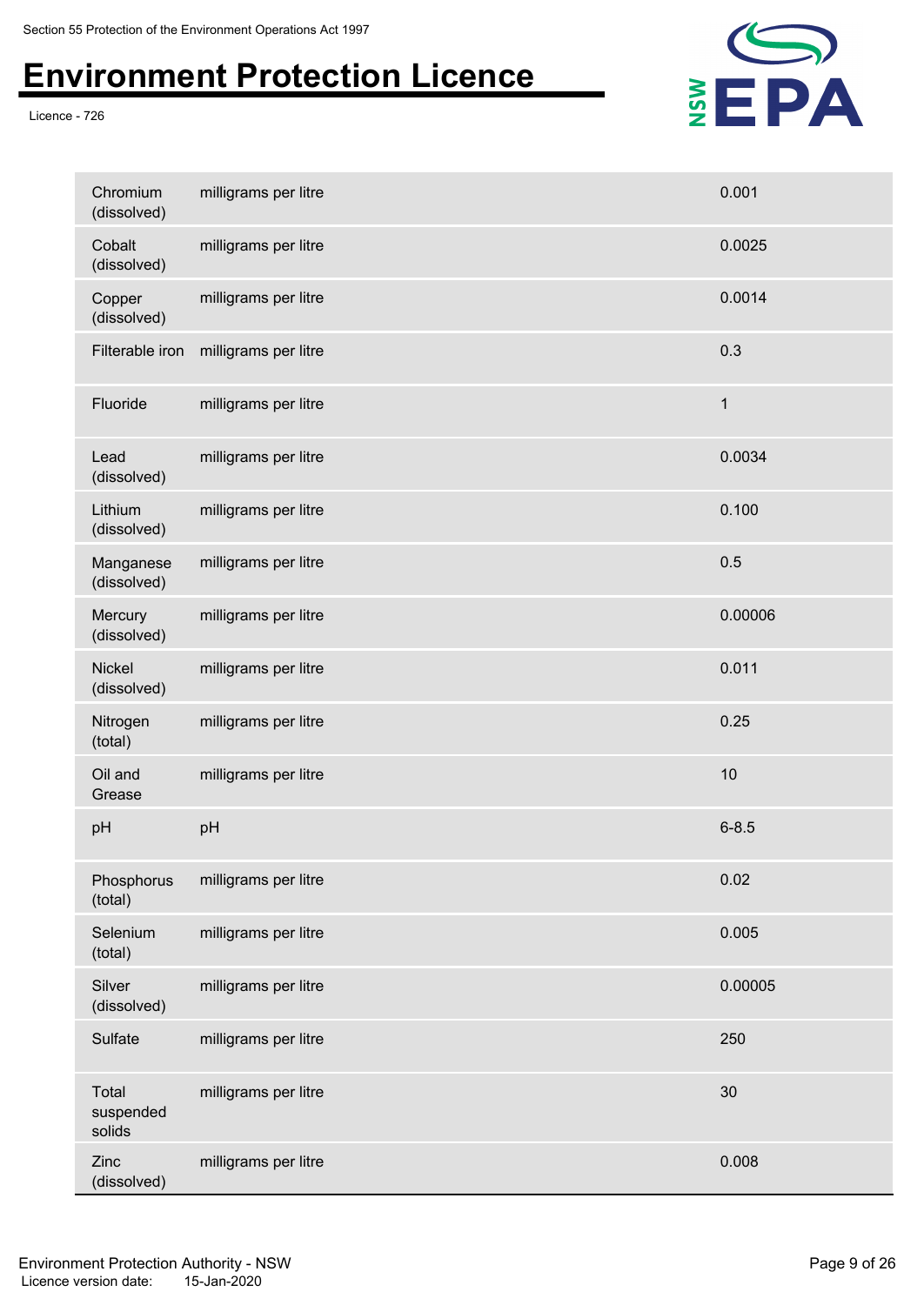| | | |
|---|---|---|
| Chromium (dissolved) | milligrams per litre | 0.001 |
| Cobalt (dissolved) | milligrams per litre | 0.0025 |
| Copper (dissolved) | milligrams per litre | 0.0014 |
| Filterable iron | milligrams per litre | 0.3 |
| Fluoride | milligrams per litre | 1 |
| Lead (dissolved) | milligrams per litre | 0.0034 |
| Lithium (dissolved) | milligrams per litre | 0.100 |
| Manganese (dissolved) | milligrams per litre | 0.5 |
| Mercury (dissolved) | milligrams per litre | 0.00006 |
| Nickel (dissolved) | milligrams per litre | 0.011 |
| Nitrogen (total) | milligrams per litre | 0.25 |
| Oil and Grease | milligrams per litre | 10 |
| pH | pH | 6-8.5 |
| Phosphorus (total) | milligrams per litre | 0.02 |
| Selenium (total) | milligrams per litre | 0.005 |
| Silver (dissolved) | milligrams per litre | 0.00005 |
| Sulfate | milligrams per litre | 250 |
| Total suspended solids | milligrams per litre | 30 |
| Zinc (dissolved) | milligrams per litre | 0.008 |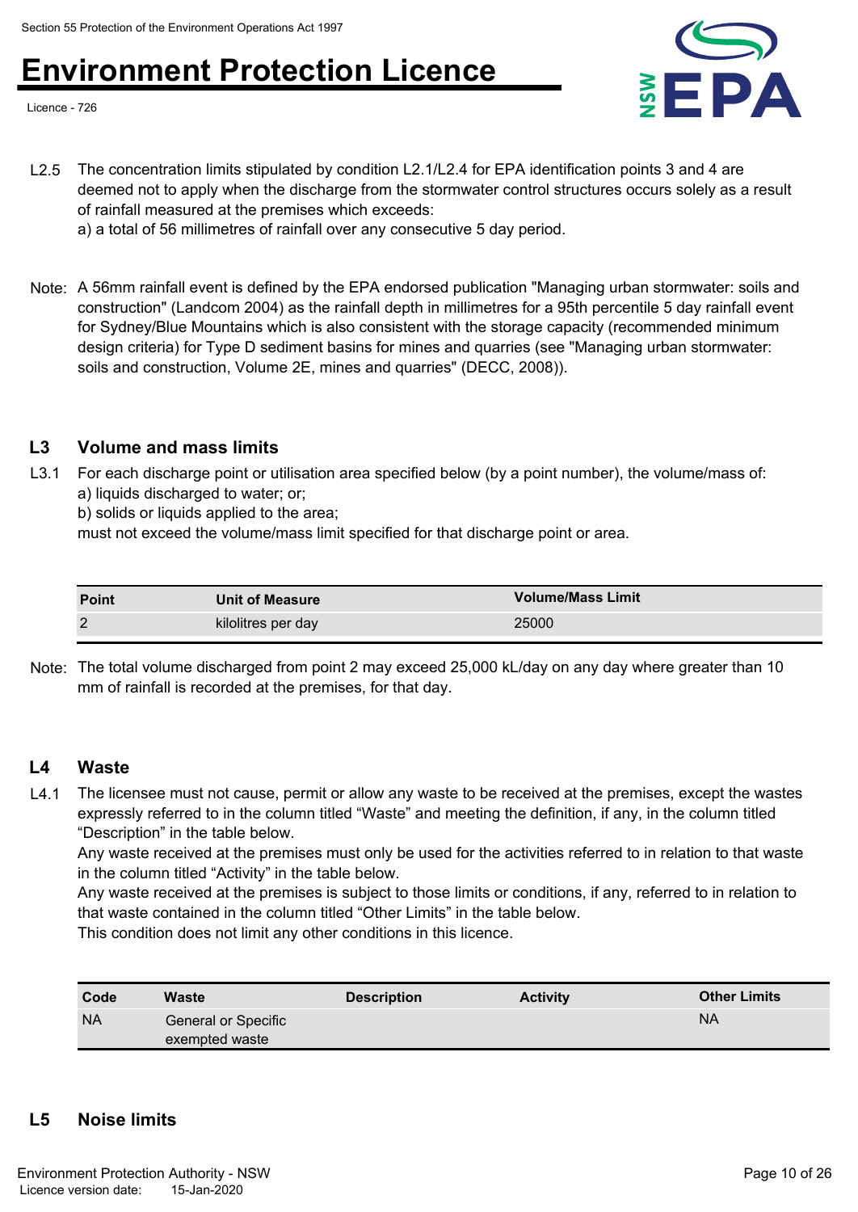L2.5 The concentration limits stipulated by condition L2.1/L2.4 for EPA identification points 3 and 4 are deemed not to apply when the discharge from the stormwater control structures occurs solely as a result of rainfall measured at the premises which exceeds:
a) a total of 56 millimetres of rainfall over any consecutive 5 day period.

Note: A 56mm rainfall event is defined by the EPA endorsed publication "Managing urban stormwater: soils and construction" (Landcom 2004) as the rainfall depth in millimetres for a 95th percentile 5 day rainfall event for Sydney/Blue Mountains which is also consistent with the storage capacity (recommended minimum design criteria) for Type D sediment basins for mines and quarries (see "Managing urban stormwater: soils and construction, Volume 2E, mines and quarries" (DECC, 2008)).

## L3 Volume and mass limits

L3.1 For each discharge point or utilisation area specified below (by a point number), the volume/mass of:
a) liquids discharged to water; or;
b) solids or liquids applied to the area;
must not exceed the volume/mass limit specified for that discharge point or area.

| Point | Unit of Measure | Volume/Mass Limit |
|---|---|---|
| 2 | kilolitres per day | 25000 |

Note: The total volume discharged from point 2 may exceed 25,000 kL/day on any day where greater than 10 mm of rainfall is recorded at the premises, for that day.

## L4 Waste

L4.1 The licensee must not cause, permit or allow any waste to be received at the premises, except the wastes expressly referred to in the column titled “Waste” and meeting the definition, if any, in the column titled “Description” in the table below.
Any waste received at the premises must only be used for the activities referred to in relation to that waste in the column titled “Activity” in the table below.
Any waste received at the premises is subject to those limits or conditions, if any, referred to in relation to that waste contained in the column titled “Other Limits” in the table below.
This condition does not limit any other conditions in this licence.

| Code | Waste | Description | Activity | Other Limits |
|---|---|---|---|---|
| NA | General or Specific exempted waste | | | NA |

## L5 Noise limits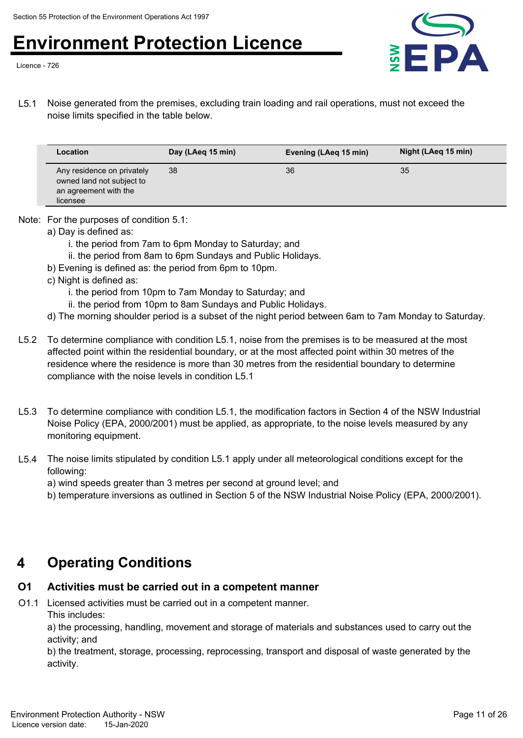L5.1 Noise generated from the premises, excluding train loading and rail operations, must not exceed the noise limits specified in the table below.

| Location | Day (LAeq 15 min) | Evening (LAeq 15 min) | Night (LAeq 15 min) |
|---|---|---|---|
| Any residence on privately owned land not subject to an agreement with the licensee | 38 | 36 | 35 |

Note: For the purposes of condition 5.1:

a) Day is defined as:

i. the period from 7am to 6pm Monday to Saturday; and

ii. the period from 8am to 6pm Sundays and Public Holidays.

b) Evening is defined as: the period from 6pm to 10pm.

c) Night is defined as:

i. the period from 10pm to 7am Monday to Saturday; and

ii. the period from 10pm to 8am Sundays and Public Holidays.

d) The morning shoulder period is a subset of the night period between 6am to 7am Monday to Saturday.

L5.2 To determine compliance with condition L5.1, noise from the premises is to be measured at the most affected point within the residential boundary, or at the most affected point within 30 metres of the residence where the residence is more than 30 metres from the residential boundary to determine compliance with the noise levels in condition L5.1

L5.3 To determine compliance with condition L5.1, the modification factors in Section 4 of the NSW Industrial Noise Policy (EPA, 2000/2001) must be applied, as appropriate, to the noise levels measured by any monitoring equipment.

L5.4 The noise limits stipulated by condition L5.1 apply under all meteorological conditions except for the following:

a) wind speeds greater than 3 metres per second at ground level; and

b) temperature inversions as outlined in Section 5 of the NSW Industrial Noise Policy (EPA, 2000/2001).

# 4 Operating Conditions

## O1 Activities must be carried out in a competent manner

O1.1 Licensed activities must be carried out in a competent manner.

This includes:

a) the processing, handling, movement and storage of materials and substances used to carry out the activity; and

b) the treatment, storage, processing, reprocessing, transport and disposal of waste generated by the activity.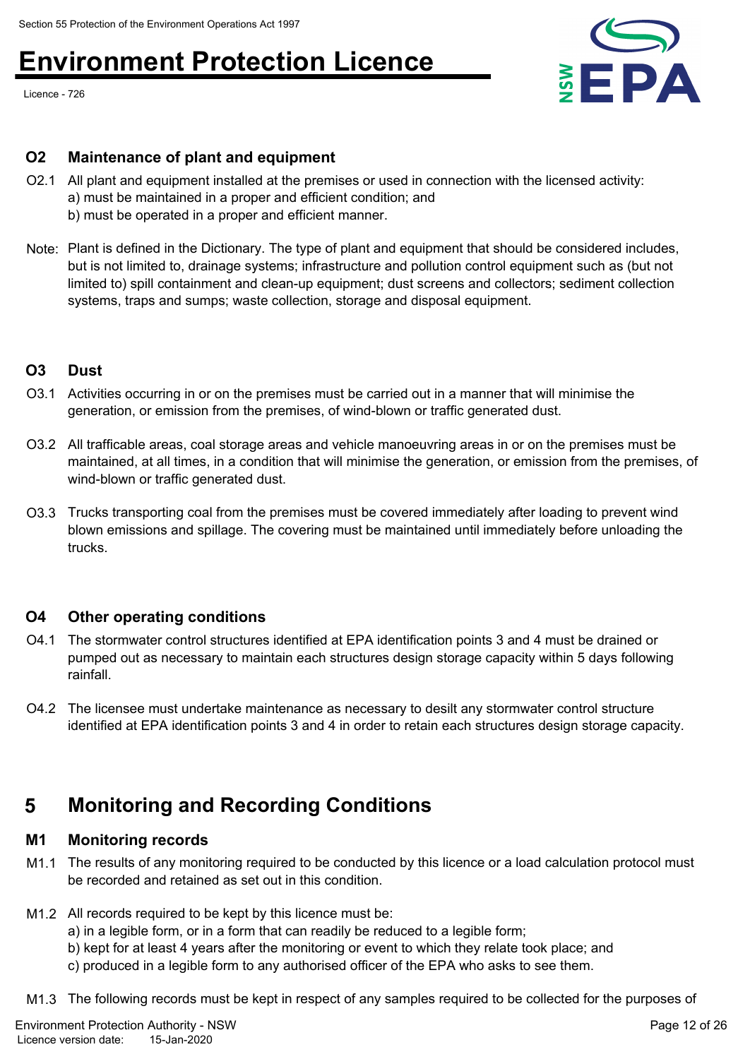### O2 Maintenance of plant and equipment

O2.1 All plant and equipment installed at the premises or used in connection with the licensed activity:
a) must be maintained in a proper and efficient condition; and
b) must be operated in a proper and efficient manner.

Note: Plant is defined in the Dictionary. The type of plant and equipment that should be considered includes, but is not limited to, drainage systems; infrastructure and pollution control equipment such as (but not limited to) spill containment and clean-up equipment; dust screens and collectors; sediment collection systems, traps and sumps; waste collection, storage and disposal equipment.

### O3 Dust

O3.1 Activities occurring in or on the premises must be carried out in a manner that will minimise the generation, or emission from the premises, of wind-blown or traffic generated dust.

O3.2 All trafficable areas, coal storage areas and vehicle manoeuvring areas in or on the premises must be maintained, at all times, in a condition that will minimise the generation, or emission from the premises, of wind-blown or traffic generated dust.

O3.3 Trucks transporting coal from the premises must be covered immediately after loading to prevent wind blown emissions and spillage. The covering must be maintained until immediately before unloading the trucks.

### O4 Other operating conditions

O4.1 The stormwater control structures identified at EPA identification points 3 and 4 must be drained or pumped out as necessary to maintain each structures design storage capacity within 5 days following rainfall.

O4.2 The licensee must undertake maintenance as necessary to desilt any stormwater control structure identified at EPA identification points 3 and 4 in order to retain each structures design storage capacity.

## 5 Monitoring and Recording Conditions

### M1 Monitoring records

M1.1 The results of any monitoring required to be conducted by this licence or a load calculation protocol must be recorded and retained as set out in this condition.

M1.2 All records required to be kept by this licence must be:
a) in a legible form, or in a form that can readily be reduced to a legible form;
b) kept for at least 4 years after the monitoring or event to which they relate took place; and
c) produced in a legible form to any authorised officer of the EPA who asks to see them.

M1.3 The following records must be kept in respect of any samples required to be collected for the purposes of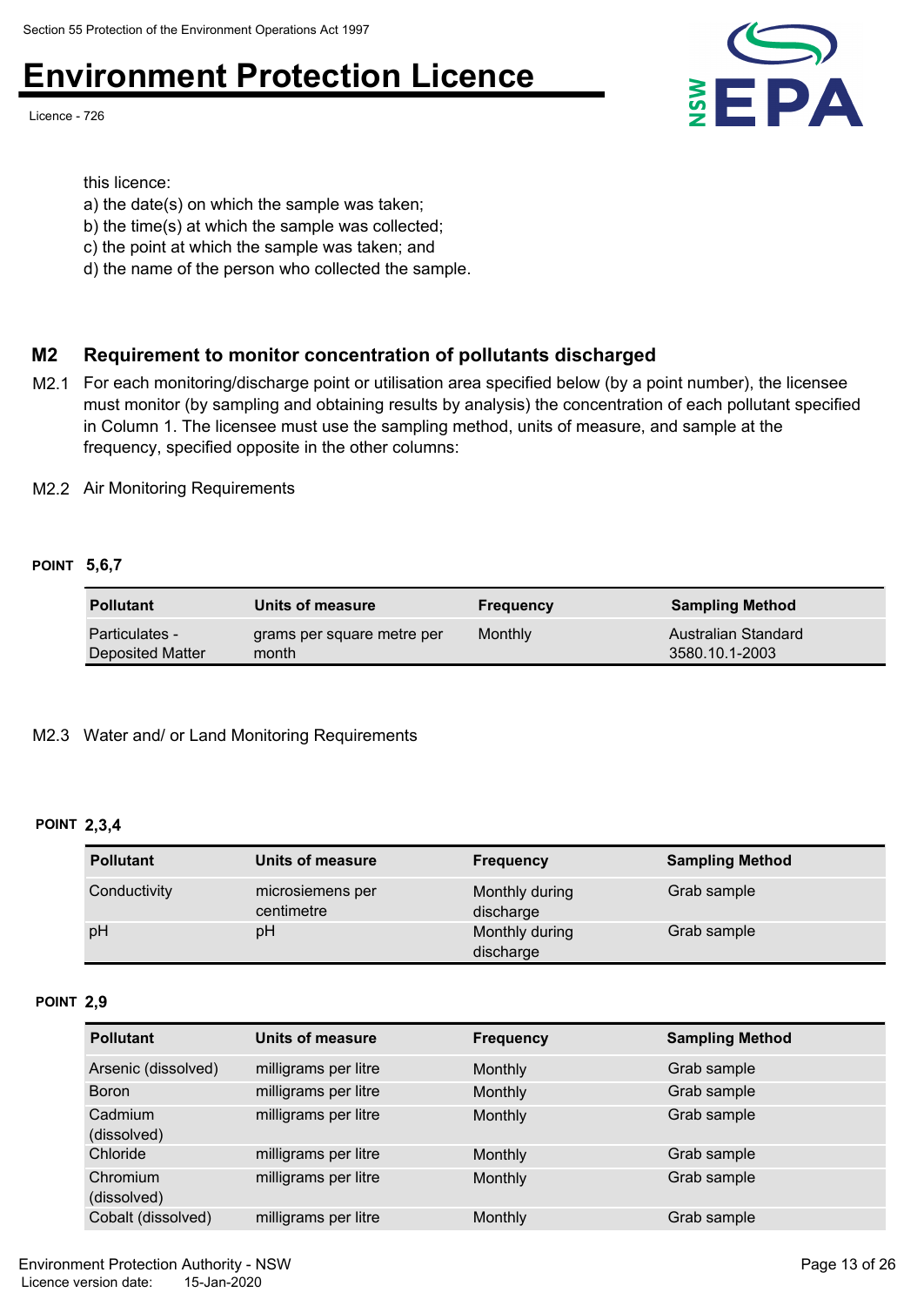this licence:

a) the date(s) on which the sample was taken;
b) the time(s) at which the sample was collected;
c) the point at which the sample was taken; and
d) the name of the person who collected the sample.

## M2 Requirement to monitor concentration of pollutants discharged

M2.1 For each monitoring/discharge point or utilisation area specified below (by a point number), the licensee must monitor (by sampling and obtaining results by analysis) the concentration of each pollutant specified in Column 1. The licensee must use the sampling method, units of measure, and sample at the frequency, specified opposite in the other columns:

M2.2 Air Monitoring Requirements

**POINT 5,6,7**

| Pollutant | Units of measure | Frequency | Sampling Method |
|---|---|---|---|
| Particulates - Deposited Matter | grams per square metre per month | Monthly | Australian Standard 3580.10.1-2003 |

M2.3 Water and/ or Land Monitoring Requirements

**POINT 2,3,4**

| Pollutant | Units of measure | Frequency | Sampling Method |
|---|---|---|---|
| Conductivity | microsiemens per centimetre | Monthly during discharge | Grab sample |
| pH | pH | Monthly during discharge | Grab sample |

**POINT 2,9**

| Pollutant | Units of measure | Frequency | Sampling Method |
|---|---|---|---|
| Arsenic (dissolved) | milligrams per litre | Monthly | Grab sample |
| Boron | milligrams per litre | Monthly | Grab sample |
| Cadmium (dissolved) | milligrams per litre | Monthly | Grab sample |
| Chloride | milligrams per litre | Monthly | Grab sample |
| Chromium (dissolved) | milligrams per litre | Monthly | Grab sample |
| Cobalt (dissolved) | milligrams per litre | Monthly | Grab sample |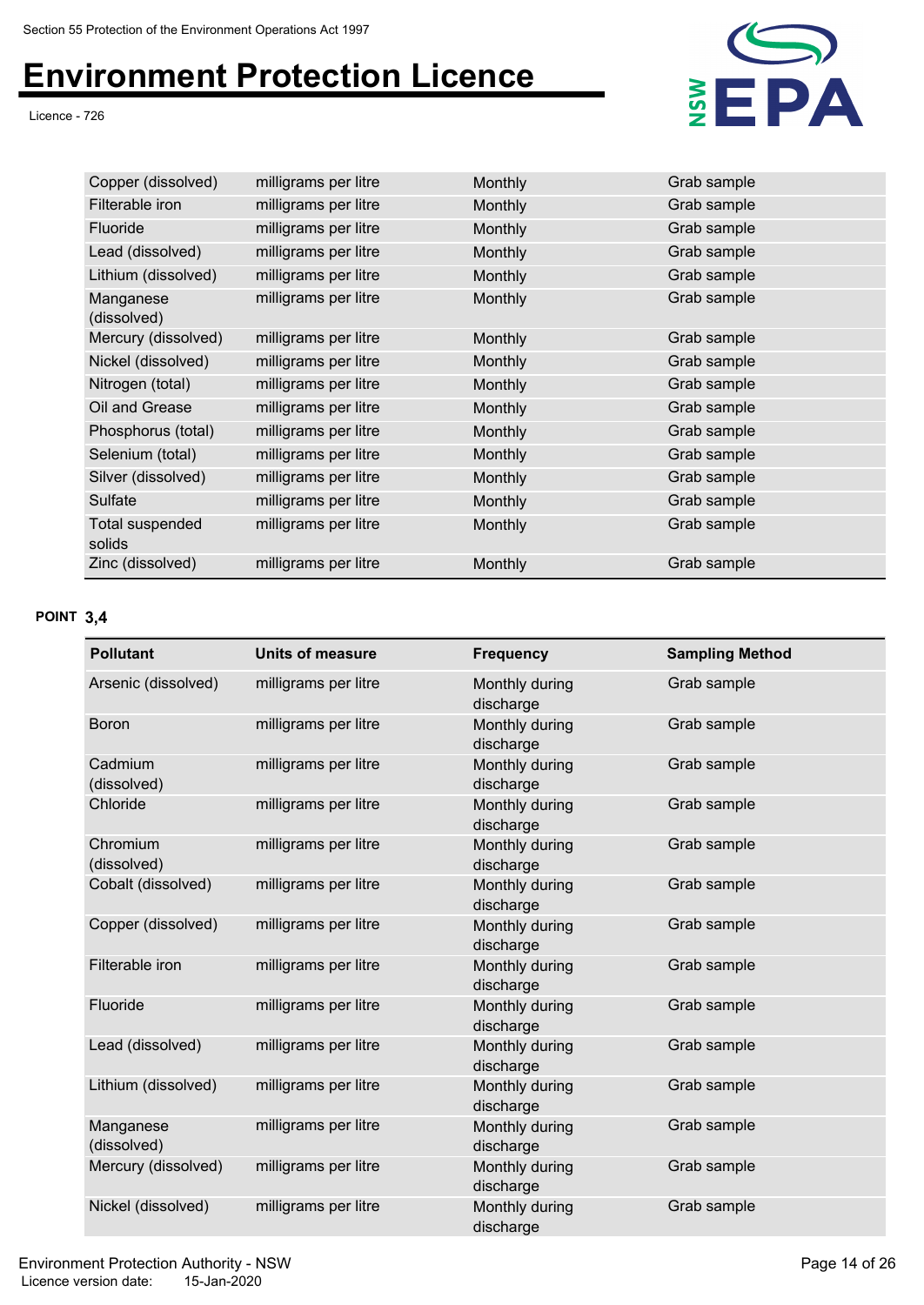| Pollutant | Units of measure | Frequency | Sampling Method |
|---|---|---|---|
| Copper (dissolved) | milligrams per litre | Monthly | Grab sample |
| Filterable iron | milligrams per litre | Monthly | Grab sample |
| Fluoride | milligrams per litre | Monthly | Grab sample |
| Lead (dissolved) | milligrams per litre | Monthly | Grab sample |
| Lithium (dissolved) | milligrams per litre | Monthly | Grab sample |
| Manganese (dissolved) | milligrams per litre | Monthly | Grab sample |
| Mercury (dissolved) | milligrams per litre | Monthly | Grab sample |
| Nickel (dissolved) | milligrams per litre | Monthly | Grab sample |
| Nitrogen (total) | milligrams per litre | Monthly | Grab sample |
| Oil and Grease | milligrams per litre | Monthly | Grab sample |
| Phosphorus (total) | milligrams per litre | Monthly | Grab sample |
| Selenium (total) | milligrams per litre | Monthly | Grab sample |
| Silver (dissolved) | milligrams per litre | Monthly | Grab sample |
| Sulfate | milligrams per litre | Monthly | Grab sample |
| Total suspended solids | milligrams per litre | Monthly | Grab sample |
| Zinc (dissolved) | milligrams per litre | Monthly | Grab sample |

**POINT 3,4**

| Pollutant | Units of measure | Frequency | Sampling Method |
|---|---|---|---|
| Arsenic (dissolved) | milligrams per litre | Monthly during discharge | Grab sample |
| Boron | milligrams per litre | Monthly during discharge | Grab sample |
| Cadmium (dissolved) | milligrams per litre | Monthly during discharge | Grab sample |
| Chloride | milligrams per litre | Monthly during discharge | Grab sample |
| Chromium (dissolved) | milligrams per litre | Monthly during discharge | Grab sample |
| Cobalt (dissolved) | milligrams per litre | Monthly during discharge | Grab sample |
| Copper (dissolved) | milligrams per litre | Monthly during discharge | Grab sample |
| Filterable iron | milligrams per litre | Monthly during discharge | Grab sample |
| Fluoride | milligrams per litre | Monthly during discharge | Grab sample |
| Lead (dissolved) | milligrams per litre | Monthly during discharge | Grab sample |
| Lithium (dissolved) | milligrams per litre | Monthly during discharge | Grab sample |
| Manganese (dissolved) | milligrams per litre | Monthly during discharge | Grab sample |
| Mercury (dissolved) | milligrams per litre | Monthly during discharge | Grab sample |
| Nickel (dissolved) | milligrams per litre | Monthly during discharge | Grab sample |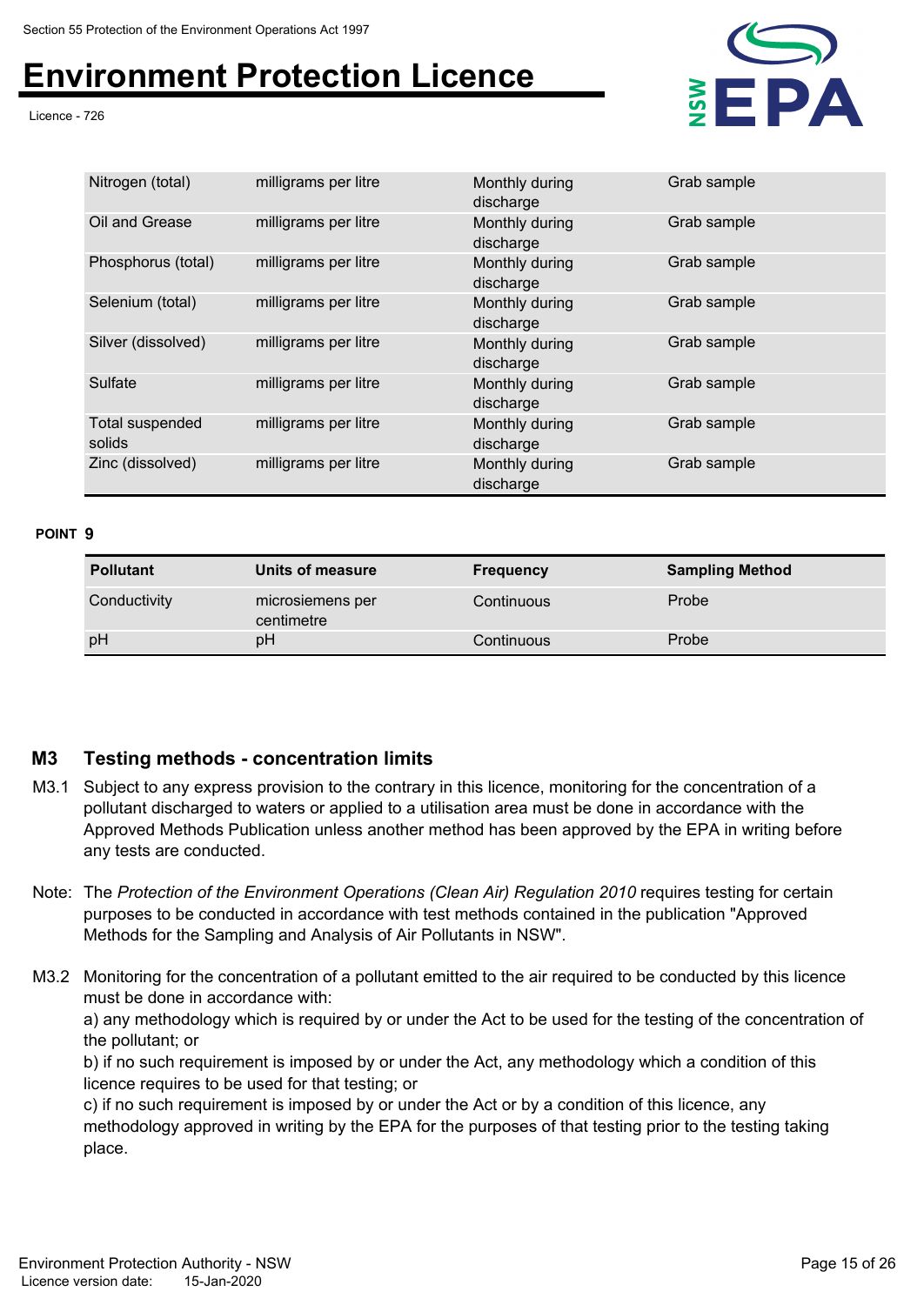| | | | |
|---|---|---|---|
| Nitrogen (total) | milligrams per litre | Monthly during discharge | Grab sample |
| Oil and Grease | milligrams per litre | Monthly during discharge | Grab sample |
| Phosphorus (total) | milligrams per litre | Monthly during discharge | Grab sample |
| Selenium (total) | milligrams per litre | Monthly during discharge | Grab sample |
| Silver (dissolved) | milligrams per litre | Monthly during discharge | Grab sample |
| Sulfate | milligrams per litre | Monthly during discharge | Grab sample |
| Total suspended solids | milligrams per litre | Monthly during discharge | Grab sample |
| Zinc (dissolved) | milligrams per litre | Monthly during discharge | Grab sample |

**POINT 9**

| Pollutant | Units of measure | Frequency | Sampling Method |
|---|---|---|---|
| Conductivity | microsiemens per centimetre | Continuous | Probe |
| pH | pH | Continuous | Probe |

## M3 Testing methods - concentration limits

M3.1 Subject to any express provision to the contrary in this licence, monitoring for the concentration of a pollutant discharged to waters or applied to a utilisation area must be done in accordance with the Approved Methods Publication unless another method has been approved by the EPA in writing before any tests are conducted.

Note: The *Protection of the Environment Operations (Clean Air) Regulation 2010* requires testing for certain purposes to be conducted in accordance with test methods contained in the publication "Approved Methods for the Sampling and Analysis of Air Pollutants in NSW".

M3.2 Monitoring for the concentration of a pollutant emitted to the air required to be conducted by this licence must be done in accordance with:
a) any methodology which is required by or under the Act to be used for the testing of the concentration of the pollutant; or
b) if no such requirement is imposed by or under the Act, any methodology which a condition of this licence requires to be used for that testing; or
c) if no such requirement is imposed by or under the Act or by a condition of this licence, any methodology approved in writing by the EPA for the purposes of that testing prior to the testing taking place.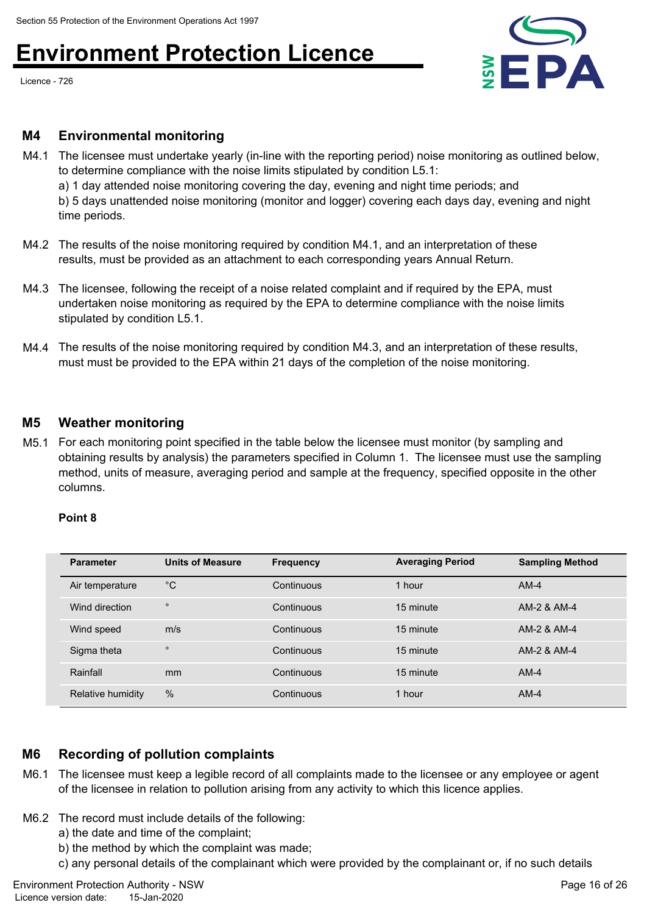## M4 Environmental monitoring

M4.1 The licensee must undertake yearly (in-line with the reporting period) noise monitoring as outlined below, to determine compliance with the noise limits stipulated by condition L5.1:
a) 1 day attended noise monitoring covering the day, evening and night time periods; and
b) 5 days unattended noise monitoring (monitor and logger) covering each days day, evening and night time periods.

M4.2 The results of the noise monitoring required by condition M4.1, and an interpretation of these results, must be provided as an attachment to each corresponding years Annual Return.

M4.3 The licensee, following the receipt of a noise related complaint and if required by the EPA, must undertaken noise monitoring as required by the EPA to determine compliance with the noise limits stipulated by condition L5.1.

M4.4 The results of the noise monitoring required by condition M4.3, and an interpretation of these results, must must be provided to the EPA within 21 days of the completion of the noise monitoring.

## M5 Weather monitoring

M5.1 For each monitoring point specified in the table below the licensee must monitor (by sampling and obtaining results by analysis) the parameters specified in Column 1. The licensee must use the sampling method, units of measure, averaging period and sample at the frequency, specified opposite in the other columns.

**Point 8**

| Parameter | Units of Measure | Frequency | Averaging Period | Sampling Method |
|---|---|---|---|---|
| Air temperature | °C | Continuous | 1 hour | AM-4 |
| Wind direction | ° | Continuous | 15 minute | AM-2 & AM-4 |
| Wind speed | m/s | Continuous | 15 minute | AM-2 & AM-4 |
| Sigma theta | ° | Continuous | 15 minute | AM-2 & AM-4 |
| Rainfall | mm | Continuous | 15 minute | AM-4 |
| Relative humidity | % | Continuous | 1 hour | AM-4 |

## M6 Recording of pollution complaints

M6.1 The licensee must keep a legible record of all complaints made to the licensee or any employee or agent of the licensee in relation to pollution arising from any activity to which this licence applies.

M6.2 The record must include details of the following:
a) the date and time of the complaint;
b) the method by which the complaint was made;
c) any personal details of the complainant which were provided by the complainant or, if no such details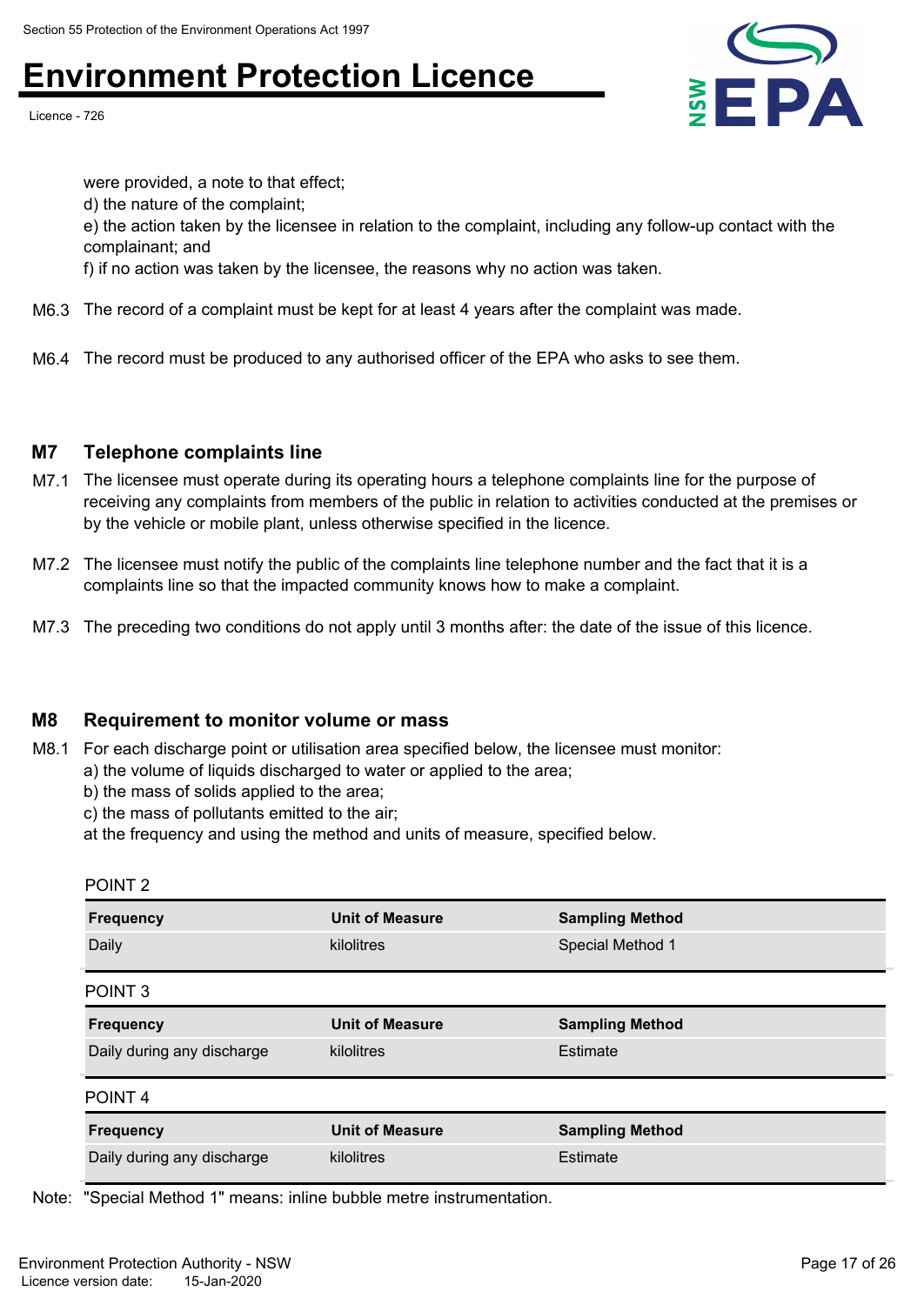were provided, a note to that effect;

d) the nature of the complaint;

e) the action taken by the licensee in relation to the complaint, including any follow-up contact with the complainant; and

f) if no action was taken by the licensee, the reasons why no action was taken.

M6.3 The record of a complaint must be kept for at least 4 years after the complaint was made.

M6.4 The record must be produced to any authorised officer of the EPA who asks to see them.

## M7 Telephone complaints line

M7.1 The licensee must operate during its operating hours a telephone complaints line for the purpose of receiving any complaints from members of the public in relation to activities conducted at the premises or by the vehicle or mobile plant, unless otherwise specified in the licence.

M7.2 The licensee must notify the public of the complaints line telephone number and the fact that it is a complaints line so that the impacted community knows how to make a complaint.

M7.3 The preceding two conditions do not apply until 3 months after: the date of the issue of this licence.

## M8 Requirement to monitor volume or mass

M8.1 For each discharge point or utilisation area specified below, the licensee must monitor:

a) the volume of liquids discharged to water or applied to the area;

b) the mass of solids applied to the area;

c) the mass of pollutants emitted to the air;

at the frequency and using the method and units of measure, specified below.

POINT 2

| Frequency | Unit of Measure | Sampling Method |
|---|---|---|
| Daily | kilolitres | Special Method 1 |

POINT 3

| Frequency | Unit of Measure | Sampling Method |
|---|---|---|
| Daily during any discharge | kilolitres | Estimate |

POINT 4

| Frequency | Unit of Measure | Sampling Method |
|---|---|---|
| Daily during any discharge | kilolitres | Estimate |

Note: "Special Method 1" means: inline bubble metre instrumentation.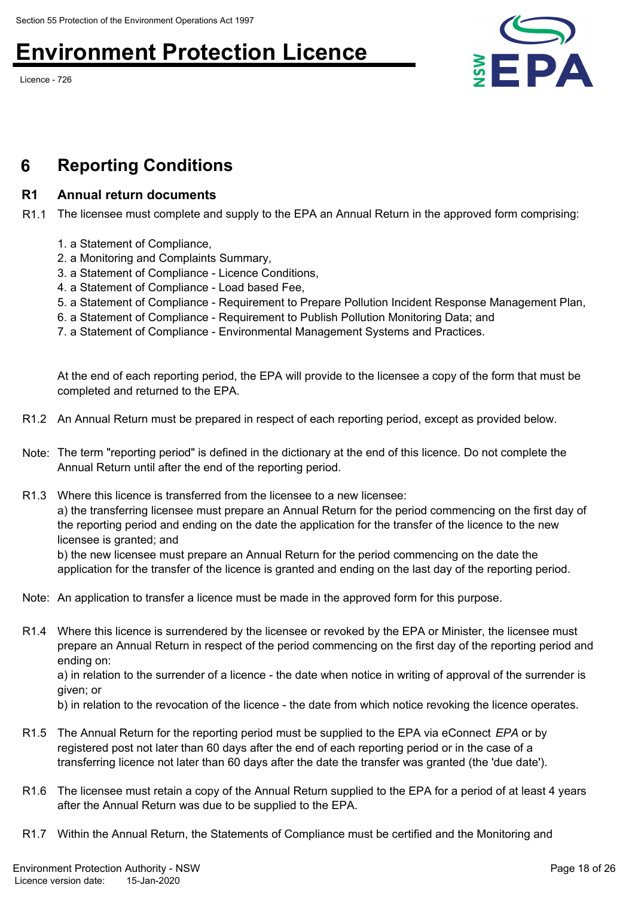## 6 Reporting Conditions

### R1 Annual return documents

R1.1 The licensee must complete and supply to the EPA an Annual Return in the approved form comprising:

1. a Statement of Compliance,
2. a Monitoring and Complaints Summary,
3. a Statement of Compliance - Licence Conditions,
4. a Statement of Compliance - Load based Fee,
5. a Statement of Compliance - Requirement to Prepare Pollution Incident Response Management Plan,
6. a Statement of Compliance - Requirement to Publish Pollution Monitoring Data; and
7. a Statement of Compliance - Environmental Management Systems and Practices.

At the end of each reporting period, the EPA will provide to the licensee a copy of the form that must be completed and returned to the EPA.

R1.2 An Annual Return must be prepared in respect of each reporting period, except as provided below.

Note: The term "reporting period" is defined in the dictionary at the end of this licence. Do not complete the Annual Return until after the end of the reporting period.

R1.3 Where this licence is transferred from the licensee to a new licensee:
a) the transferring licensee must prepare an Annual Return for the period commencing on the first day of the reporting period and ending on the date the application for the transfer of the licence to the new licensee is granted; and
b) the new licensee must prepare an Annual Return for the period commencing on the date the application for the transfer of the licence is granted and ending on the last day of the reporting period.

Note: An application to transfer a licence must be made in the approved form for this purpose.

R1.4 Where this licence is surrendered by the licensee or revoked by the EPA or Minister, the licensee must prepare an Annual Return in respect of the period commencing on the first day of the reporting period and ending on:
a) in relation to the surrender of a licence - the date when notice in writing of approval of the surrender is given; or
b) in relation to the revocation of the licence - the date from which notice revoking the licence operates.

R1.5 The Annual Return for the reporting period must be supplied to the EPA via eConnect *EPA* or by registered post not later than 60 days after the end of each reporting period or in the case of a transferring licence not later than 60 days after the date the transfer was granted (the 'due date').

R1.6 The licensee must retain a copy of the Annual Return supplied to the EPA for a period of at least 4 years after the Annual Return was due to be supplied to the EPA.

R1.7 Within the Annual Return, the Statements of Compliance must be certified and the Monitoring and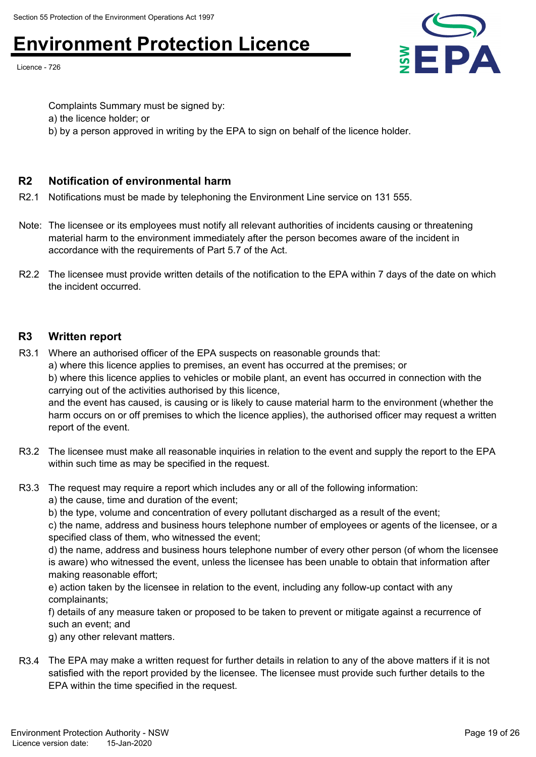Complaints Summary must be signed by:
a) the licence holder; or
b) by a person approved in writing by the EPA to sign on behalf of the licence holder.

## R2 Notification of environmental harm

R2.1 Notifications must be made by telephoning the Environment Line service on 131 555.

Note: The licensee or its employees must notify all relevant authorities of incidents causing or threatening material harm to the environment immediately after the person becomes aware of the incident in accordance with the requirements of Part 5.7 of the Act.

R2.2 The licensee must provide written details of the notification to the EPA within 7 days of the date on which the incident occurred.

## R3 Written report

R3.1 Where an authorised officer of the EPA suspects on reasonable grounds that:
a) where this licence applies to premises, an event has occurred at the premises; or
b) where this licence applies to vehicles or mobile plant, an event has occurred in connection with the carrying out of the activities authorised by this licence,
and the event has caused, is causing or is likely to cause material harm to the environment (whether the harm occurs on or off premises to which the licence applies), the authorised officer may request a written report of the event.

R3.2 The licensee must make all reasonable inquiries in relation to the event and supply the report to the EPA within such time as may be specified in the request.

R3.3 The request may require a report which includes any or all of the following information:
a) the cause, time and duration of the event;
b) the type, volume and concentration of every pollutant discharged as a result of the event;
c) the name, address and business hours telephone number of employees or agents of the licensee, or a specified class of them, who witnessed the event;
d) the name, address and business hours telephone number of every other person (of whom the licensee is aware) who witnessed the event, unless the licensee has been unable to obtain that information after making reasonable effort;
e) action taken by the licensee in relation to the event, including any follow-up contact with any complainants;
f) details of any measure taken or proposed to be taken to prevent or mitigate against a recurrence of such an event; and
g) any other relevant matters.

R3.4 The EPA may make a written request for further details in relation to any of the above matters if it is not satisfied with the report provided by the licensee. The licensee must provide such further details to the EPA within the time specified in the request.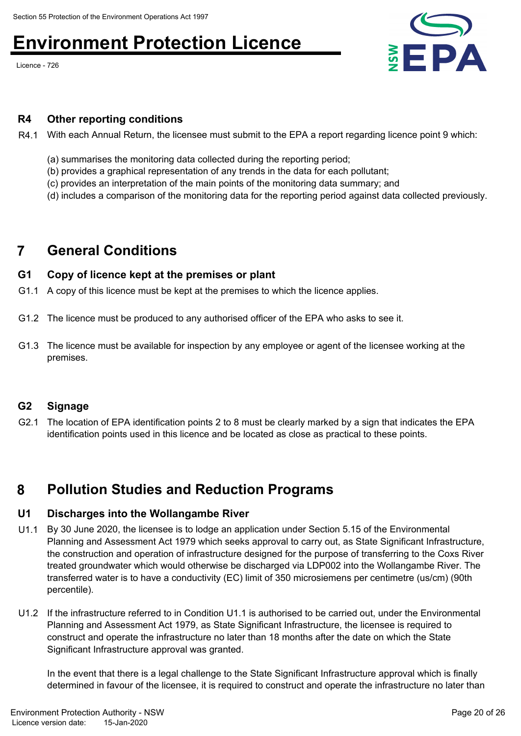### R4 Other reporting conditions

R4.1 With each Annual Return, the licensee must submit to the EPA a report regarding licence point 9 which:

(a) summarises the monitoring data collected during the reporting period;
(b) provides a graphical representation of any trends in the data for each pollutant;
(c) provides an interpretation of the main points of the monitoring data summary; and
(d) includes a comparison of the monitoring data for the reporting period against data collected previously.

## 7 General Conditions

### G1 Copy of licence kept at the premises or plant

G1.1 A copy of this licence must be kept at the premises to which the licence applies.

G1.2 The licence must be produced to any authorised officer of the EPA who asks to see it.

G1.3 The licence must be available for inspection by any employee or agent of the licensee working at the premises.

### G2 Signage

G2.1 The location of EPA identification points 2 to 8 must be clearly marked by a sign that indicates the EPA identification points used in this licence and be located as close as practical to these points.

## 8 Pollution Studies and Reduction Programs

### U1 Discharges into the Wollangambe River

U1.1 By 30 June 2020, the licensee is to lodge an application under Section 5.15 of the Environmental Planning and Assessment Act 1979 which seeks approval to carry out, as State Significant Infrastructure, the construction and operation of infrastructure designed for the purpose of transferring to the Coxs River treated groundwater which would otherwise be discharged via LDP002 into the Wollangambe River. The transferred water is to have a conductivity (EC) limit of 350 microsiemens per centimetre (us/cm) (90th percentile).

U1.2 If the infrastructure referred to in Condition U1.1 is authorised to be carried out, under the Environmental Planning and Assessment Act 1979, as State Significant Infrastructure, the licensee is required to construct and operate the infrastructure no later than 18 months after the date on which the State Significant Infrastructure approval was granted.

In the event that there is a legal challenge to the State Significant Infrastructure approval which is finally determined in favour of the licensee, it is required to construct and operate the infrastructure no later than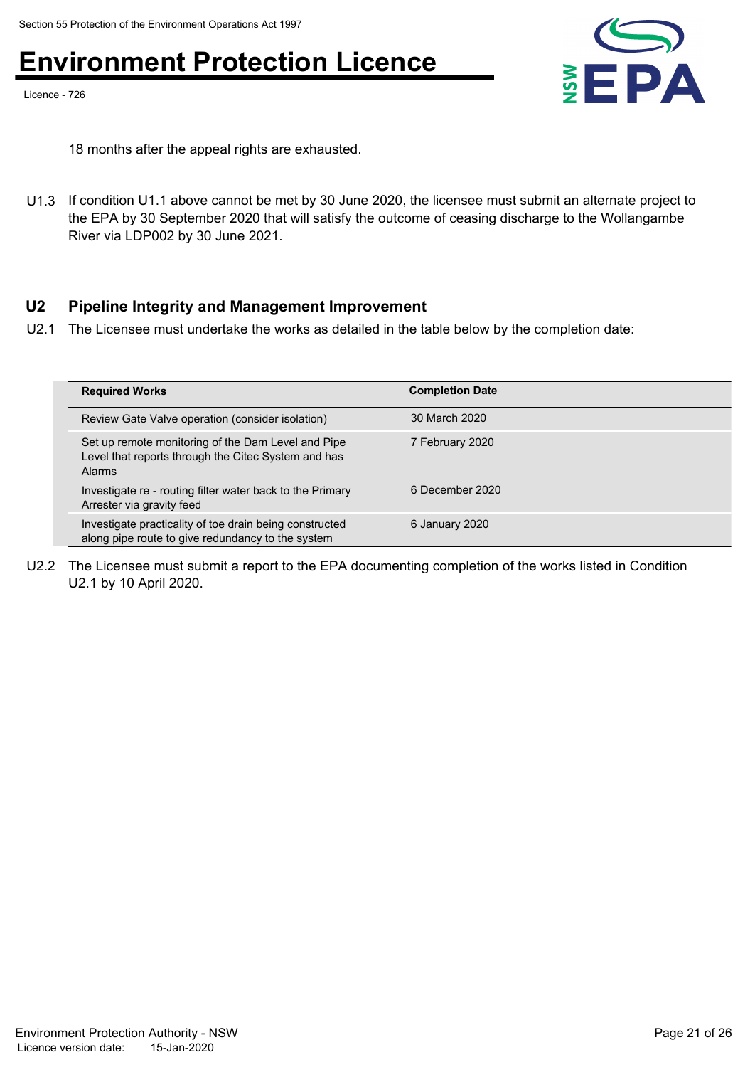18 months after the appeal rights are exhausted.

U1.3 If condition U1.1 above cannot be met by 30 June 2020, the licensee must submit an alternate project to the EPA by 30 September 2020 that will satisfy the outcome of ceasing discharge to the Wollangambe River via LDP002 by 30 June 2021.

## U2 Pipeline Integrity and Management Improvement

U2.1 The Licensee must undertake the works as detailed in the table below by the completion date:

| Required Works | Completion Date |
|---|---|
| Review Gate Valve operation (consider isolation) | 30 March 2020 |
| Set up remote monitoring of the Dam Level and Pipe Level that reports through the Citec System and has Alarms | 7 February 2020 |
| Investigate re - routing filter water back to the Primary Arrester via gravity feed | 6 December 2020 |
| Investigate practicality of toe drain being constructed along pipe route to give redundancy to the system | 6 January 2020 |

U2.2 The Licensee must submit a report to the EPA documenting completion of the works listed in Condition U2.1 by 10 April 2020.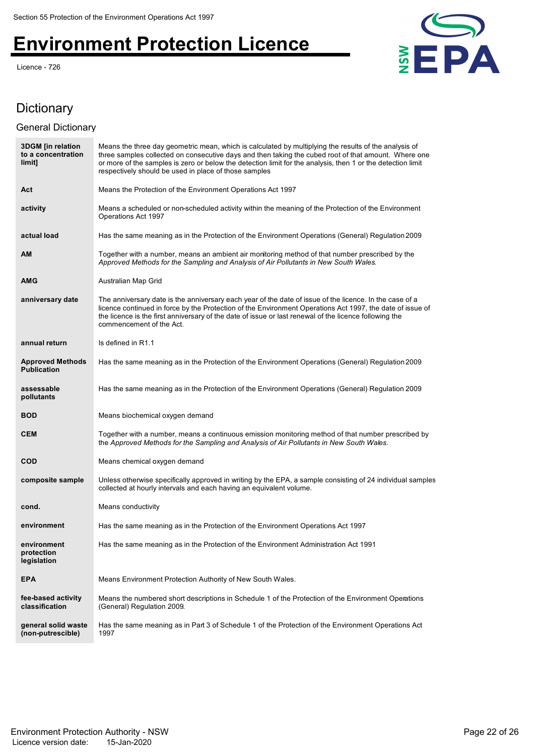## Dictionary

### General Dictionary

| | |
|---|---|
| **3DGM [in relation to a concentration limit]** | Means the three day geometric mean, which is calculated by multiplying the results of the analysis of three samples collected on consecutive days and then taking the cubed root of that amount. Where one or more of the samples is zero or below the detection limit for the analysis, then 1 or the detection limit respectively should be used in place of those samples |
| **Act** | Means the Protection of the Environment Operations Act 1997 |
| **activity** | Means a scheduled or non-scheduled activity within the meaning of the Protection of the Environment Operations Act 1997 |
| **actual load** | Has the same meaning as in the Protection of the Environment Operations (General) Regulation 2009 |
| **AM** | Together with a number, means an ambient air monitoring method of that number prescribed by the *Approved Methods for the Sampling and Analysis of Air Pollutants in New South Wales*. |
| **AMG** | Australian Map Grid |
| **anniversary date** | The anniversary date is the anniversary each year of the date of issue of the licence. In the case of a licence continued in force by the Protection of the Environment Operations Act 1997, the date of issue of the licence is the first anniversary of the date of issue or last renewal of the licence following the commencement of the Act. |
| **annual return** | Is defined in R1.1 |
| **Approved Methods Publication** | Has the same meaning as in the Protection of the Environment Operations (General) Regulation 2009 |
| **assessable pollutants** | Has the same meaning as in the Protection of the Environment Operations (General) Regulation 2009 |
| **BOD** | Means biochemical oxygen demand |
| **CEM** | Together with a number, means a continuous emission monitoring method of that number prescribed by the *Approved Methods for the Sampling and Analysis of Air Pollutants in New South Wales*. |
| **COD** | Means chemical oxygen demand |
| **composite sample** | Unless otherwise specifically approved in writing by the EPA, a sample consisting of 24 individual samples collected at hourly intervals and each having an equivalent volume. |
| **cond.** | Means conductivity |
| **environment** | Has the same meaning as in the Protection of the Environment Operations Act 1997 |
| **environment protection legislation** | Has the same meaning as in the Protection of the Environment Administration Act 1991 |
| **EPA** | Means Environment Protection Authority of New South Wales. |
| **fee-based activity classification** | Means the numbered short descriptions in Schedule 1 of the Protection of the Environment Operations (General) Regulation 2009. |
| **general solid waste (non-putrescible)** | Has the same meaning as in Part 3 of Schedule 1 of the Protection of the Environment Operations Act 1997 |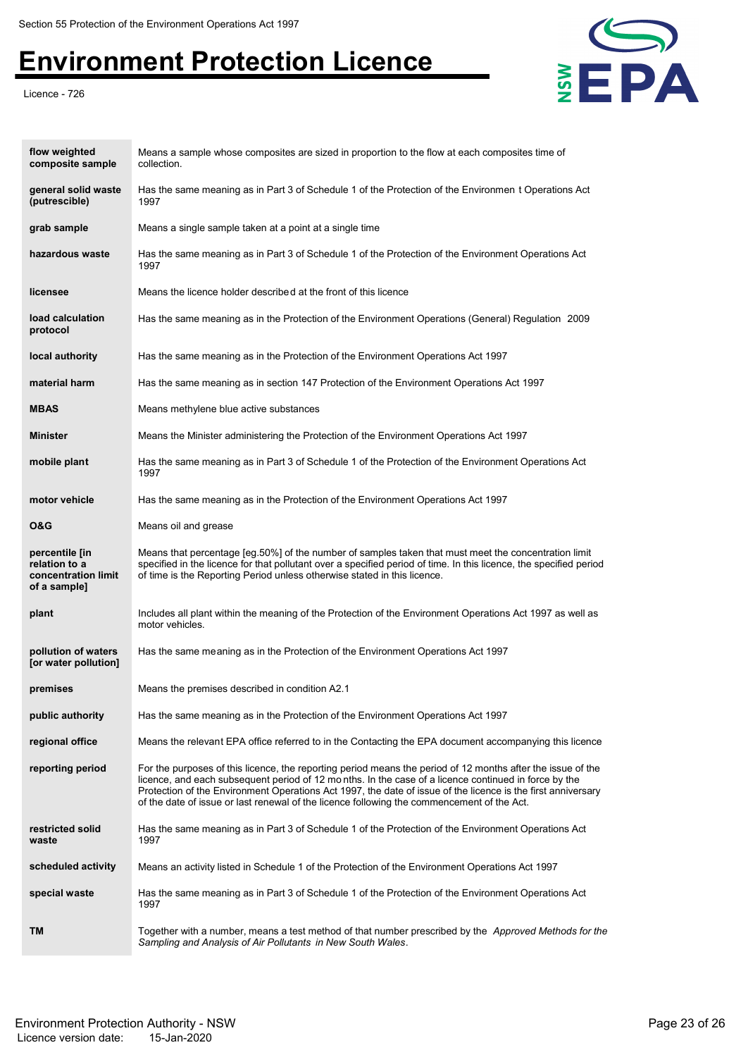| | |
|---|---|
| **flow weighted composite sample** | Means a sample whose composites are sized in proportion to the flow at each composites time of collection. |
| **general solid waste (putrescible)** | Has the same meaning as in Part 3 of Schedule 1 of the Protection of the Environmen t Operations Act 1997 |
| **grab sample** | Means a single sample taken at a point at a single time |
| **hazardous waste** | Has the same meaning as in Part 3 of Schedule 1 of the Protection of the Environment Operations Act 1997 |
| **licensee** | Means the licence holder described at the front of this licence |
| **load calculation protocol** | Has the same meaning as in the Protection of the Environment Operations (General) Regulation 2009 |
| **local authority** | Has the same meaning as in the Protection of the Environment Operations Act 1997 |
| **material harm** | Has the same meaning as in section 147 Protection of the Environment Operations Act 1997 |
| **MBAS** | Means methylene blue active substances |
| **Minister** | Means the Minister administering the Protection of the Environment Operations Act 1997 |
| **mobile plant** | Has the same meaning as in Part 3 of Schedule 1 of the Protection of the Environment Operations Act 1997 |
| **motor vehicle** | Has the same meaning as in the Protection of the Environment Operations Act 1997 |
| **O&G** | Means oil and grease |
| **percentile [in relation to a concentration limit of a sample]** | Means that percentage [eg.50%] of the number of samples taken that must meet the concentration limit specified in the licence for that pollutant over a specified period of time. In this licence, the specified period of time is the Reporting Period unless otherwise stated in this licence. |
| **plant** | Includes all plant within the meaning of the Protection of the Environment Operations Act 1997 as well as motor vehicles. |
| **pollution of waters [or water pollution]** | Has the same meaning as in the Protection of the Environment Operations Act 1997 |
| **premises** | Means the premises described in condition A2.1 |
| **public authority** | Has the same meaning as in the Protection of the Environment Operations Act 1997 |
| **regional office** | Means the relevant EPA office referred to in the Contacting the EPA document accompanying this licence |
| **reporting period** | For the purposes of this licence, the reporting period means the period of 12 months after the issue of the licence, and each subsequent period of 12 months. In the case of a licence continued in force by the Protection of the Environment Operations Act 1997, the date of issue of the licence is the first anniversary of the date of issue or last renewal of the licence following the commencement of the Act. |
| **restricted solid waste** | Has the same meaning as in Part 3 of Schedule 1 of the Protection of the Environment Operations Act 1997 |
| **scheduled activity** | Means an activity listed in Schedule 1 of the Protection of the Environment Operations Act 1997 |
| **special waste** | Has the same meaning as in Part 3 of Schedule 1 of the Protection of the Environment Operations Act 1997 |
| **TM** | Together with a number, means a test method of that number prescribed by the *Approved Methods for the Sampling and Analysis of Air Pollutants in New South Wales*. |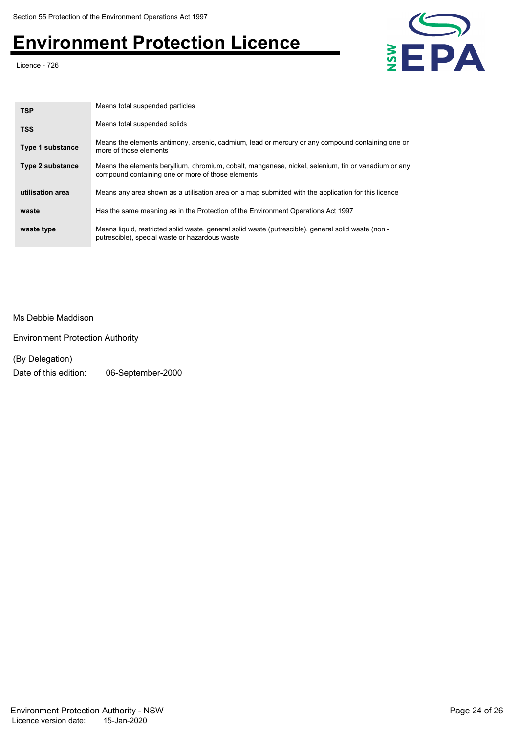| | |
|---|---|
| **TSP** | Means total suspended particles |
| **TSS** | Means total suspended solids |
| **Type 1 substance** | Means the elements antimony, arsenic, cadmium, lead or mercury or any compound containing one or more of those elements |
| **Type 2 substance** | Means the elements beryllium, chromium, cobalt, manganese, nickel, selenium, tin or vanadium or any compound containing one or more of those elements |
| **utilisation area** | Means any area shown as a utilisation area on a map submitted with the application for this licence |
| **waste** | Has the same meaning as in the Protection of the Environment Operations Act 1997 |
| **waste type** | Means liquid, restricted solid waste, general solid waste (putrescible), general solid waste (non - putrescible), special waste or hazardous waste |

Ms Debbie Maddison

Environment Protection Authority

(By Delegation)

Date of this edition: 06-September-2000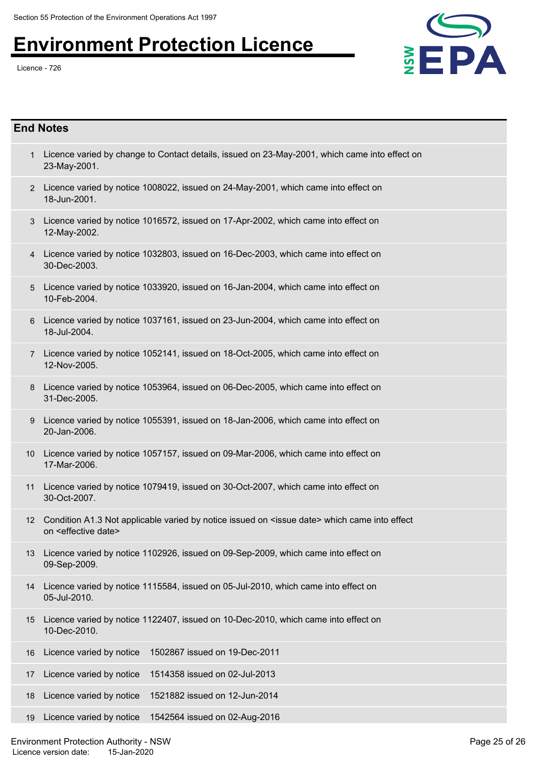## End Notes

1. Licence varied by change to Contact details, issued on 23-May-2001, which came into effect on 23-May-2001.
2. Licence varied by notice 1008022, issued on 24-May-2001, which came into effect on 18-Jun-2001.
3. Licence varied by notice 1016572, issued on 17-Apr-2002, which came into effect on 12-May-2002.
4. Licence varied by notice 1032803, issued on 16-Dec-2003, which came into effect on 30-Dec-2003.
5. Licence varied by notice 1033920, issued on 16-Jan-2004, which came into effect on 10-Feb-2004.
6. Licence varied by notice 1037161, issued on 23-Jun-2004, which came into effect on 18-Jul-2004.
7. Licence varied by notice 1052141, issued on 18-Oct-2005, which came into effect on 12-Nov-2005.
8. Licence varied by notice 1053964, issued on 06-Dec-2005, which came into effect on 31-Dec-2005.
9. Licence varied by notice 1055391, issued on 18-Jan-2006, which came into effect on 20-Jan-2006.
10. Licence varied by notice 1057157, issued on 09-Mar-2006, which came into effect on 17-Mar-2006.
11. Licence varied by notice 1079419, issued on 30-Oct-2007, which came into effect on 30-Oct-2007.
12. Condition A1.3 Not applicable varied by notice issued on <issue date> which came into effect on <effective date>
13. Licence varied by notice 1102926, issued on 09-Sep-2009, which came into effect on 09-Sep-2009.
14. Licence varied by notice 1115584, issued on 05-Jul-2010, which came into effect on 05-Jul-2010.
15. Licence varied by notice 1122407, issued on 10-Dec-2010, which came into effect on 10-Dec-2010.
16. Licence varied by notice 1502867 issued on 19-Dec-2011
17. Licence varied by notice 1514358 issued on 02-Jul-2013
18. Licence varied by notice 1521882 issued on 12-Jun-2014
19. Licence varied by notice 1542564 issued on 02-Aug-2016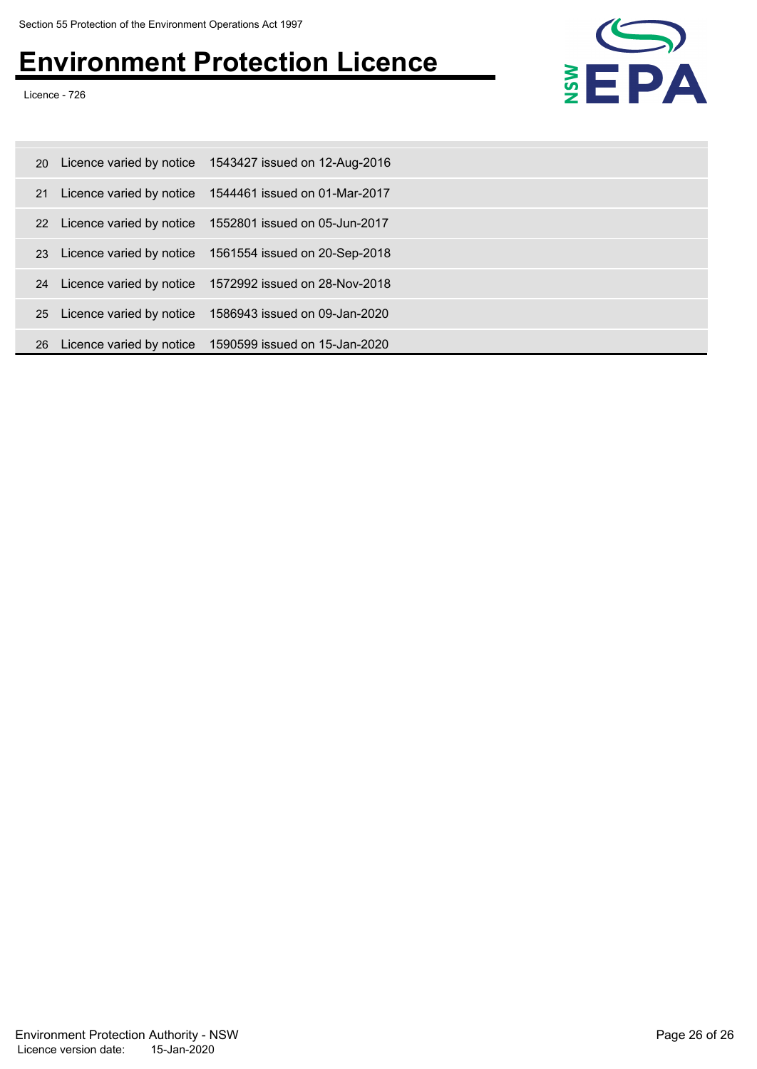| | | |
|---|---|---|
| 20 | Licence varied by notice | 1543427 issued on 12-Aug-2016 |
| 21 | Licence varied by notice | 1544461 issued on 01-Mar-2017 |
| 22 | Licence varied by notice | 1552801 issued on 05-Jun-2017 |
| 23 | Licence varied by notice | 1561554 issued on 20-Sep-2018 |
| 24 | Licence varied by notice | 1572992 issued on 28-Nov-2018 |
| 25 | Licence varied by notice | 1586943 issued on 09-Jan-2020 |
| 26 | Licence varied by notice | 1590599 issued on 15-Jan-2020 |